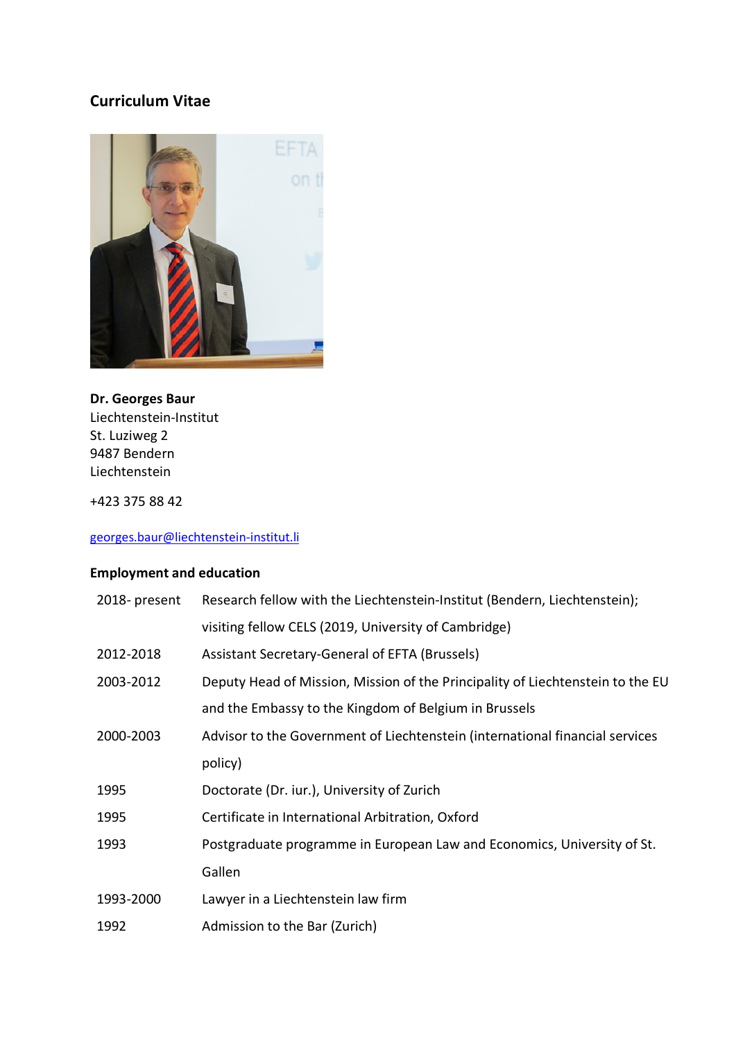## Curriculum Vitae

**Dr. Georges Baur**
Liechtenstein-Institut
St. Luziweg 2
9487 Bendern
Liechtenstein

+423 375 88 42

georges.baur@liechtenstein-institut.li

### Employment and education

| | |
|---|---|
| 2018- present | Research fellow with the Liechtenstein-Institut (Bendern, Liechtenstein); visiting fellow CELS (2019, University of Cambridge) |
| 2012-2018 | Assistant Secretary-General of EFTA (Brussels) |
| 2003-2012 | Deputy Head of Mission, Mission of the Principality of Liechtenstein to the EU and the Embassy to the Kingdom of Belgium in Brussels |
| 2000-2003 | Advisor to the Government of Liechtenstein (international financial services policy) |
| 1995 | Doctorate (Dr. iur.), University of Zurich |
| 1995 | Certificate in International Arbitration, Oxford |
| 1993 | Postgraduate programme in European Law and Economics, University of St. Gallen |
| 1993-2000 | Lawyer in a Liechtenstein law firm |
| 1992 | Admission to the Bar (Zurich) |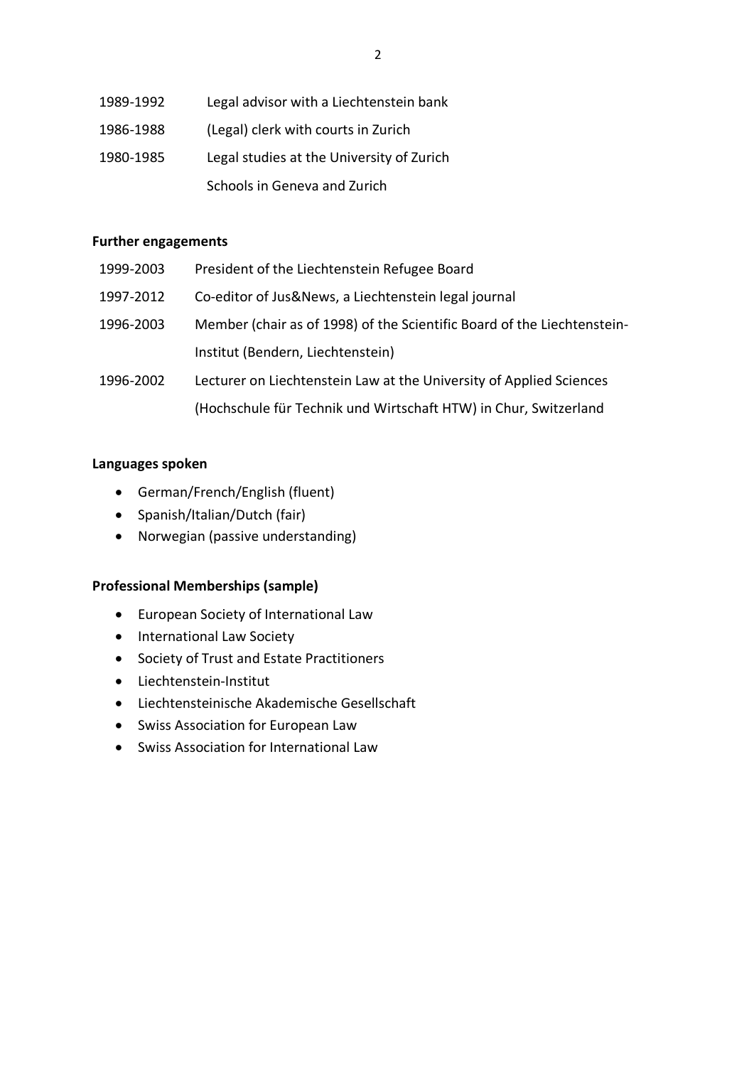| | |
|---|---|
| 1989-1992 | Legal advisor with a Liechtenstein bank |
| 1986-1988 | (Legal) clerk with courts in Zurich |
| 1980-1985 | Legal studies at the University of Zurich |
| | Schools in Geneva and Zurich |

**Further engagements**

| | |
|---|---|
| 1999-2003 | President of the Liechtenstein Refugee Board |
| 1997-2012 | Co-editor of Jus&News, a Liechtenstein legal journal |
| 1996-2003 | Member (chair as of 1998) of the Scientific Board of the Liechtenstein-Institut (Bendern, Liechtenstein) |
| 1996-2002 | Lecturer on Liechtenstein Law at the University of Applied Sciences (Hochschule für Technik und Wirtschaft HTW) in Chur, Switzerland |

**Languages spoken**

- German/French/English (fluent)
- Spanish/Italian/Dutch (fair)
- Norwegian (passive understanding)

**Professional Memberships (sample)**

- European Society of International Law
- International Law Society
- Society of Trust and Estate Practitioners
- Liechtenstein-Institut
- Liechtensteinische Akademische Gesellschaft
- Swiss Association for European Law
- Swiss Association for International Law